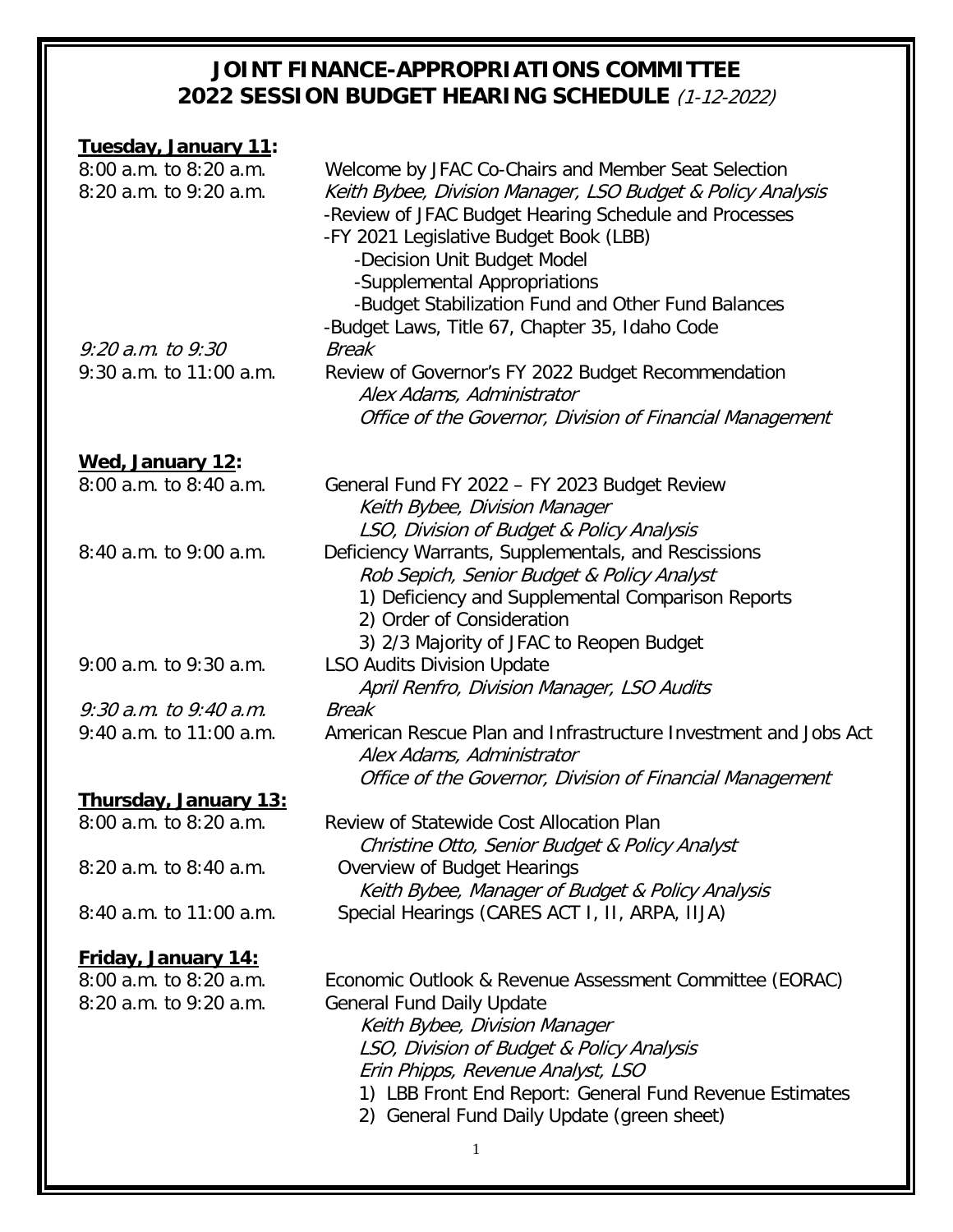# JOINT FINANCE-APPROPRIATIONS COMMITTEE
# 2022 SESSION BUDGET HEARING SCHEDULE *(1-12-2022)*

**Tuesday, January 11:**

| | |
|---|---|
| 8:00 a.m. to 8:20 a.m. | Welcome by JFAC Co-Chairs and Member Seat Selection |
| 8:20 a.m. to 9:20 a.m. | *Keith Bybee, Division Manager, LSO Budget & Policy Analysis*<br>-Review of JFAC Budget Hearing Schedule and Processes<br>-FY 2021 Legislative Budget Book (LBB)<br>-Decision Unit Budget Model<br>-Supplemental Appropriations<br>-Budget Stabilization Fund and Other Fund Balances<br>-Budget Laws, Title 67, Chapter 35, Idaho Code |
| *9:20 a.m. to 9:30* | *Break* |
| 9:30 a.m. to 11:00 a.m. | Review of Governor's FY 2022 Budget Recommendation<br>*Alex Adams, Administrator*<br>*Office of the Governor, Division of Financial Management* |

**Wed, January 12:**

| | |
|---|---|
| 8:00 a.m. to 8:40 a.m. | General Fund FY 2022 – FY 2023 Budget Review<br>*Keith Bybee, Division Manager*<br>*LSO, Division of Budget & Policy Analysis* |
| 8:40 a.m. to 9:00 a.m. | Deficiency Warrants, Supplementals, and Rescissions<br>*Rob Sepich, Senior Budget & Policy Analyst*<br>1) Deficiency and Supplemental Comparison Reports<br>2) Order of Consideration<br>3) 2/3 Majority of JFAC to Reopen Budget |
| 9:00 a.m. to 9:30 a.m. | LSO Audits Division Update<br>*April Renfro, Division Manager, LSO Audits* |
| *9:30 a.m. to 9:40 a.m.* | *Break* |
| 9:40 a.m. to 11:00 a.m. | American Rescue Plan and Infrastructure Investment and Jobs Act<br>*Alex Adams, Administrator*<br>*Office of the Governor, Division of Financial Management* |

**Thursday, January 13:**

| | |
|---|---|
| 8:00 a.m. to 8:20 a.m. | Review of Statewide Cost Allocation Plan<br>*Christine Otto, Senior Budget & Policy Analyst* |
| 8:20 a.m. to 8:40 a.m. | Overview of Budget Hearings<br>*Keith Bybee, Manager of Budget & Policy Analysis* |
| 8:40 a.m. to 11:00 a.m. | Special Hearings (CARES ACT I, II, ARPA, IIJA) |

**Friday, January 14:**

| | |
|---|---|
| 8:00 a.m. to 8:20 a.m. | Economic Outlook & Revenue Assessment Committee (EORAC) |
| 8:20 a.m. to 9:20 a.m. | General Fund Daily Update<br>*Keith Bybee, Division Manager*<br>*LSO, Division of Budget & Policy Analysis*<br>*Erin Phipps, Revenue Analyst, LSO*<br>1) LBB Front End Report: General Fund Revenue Estimates<br>2) General Fund Daily Update (green sheet) |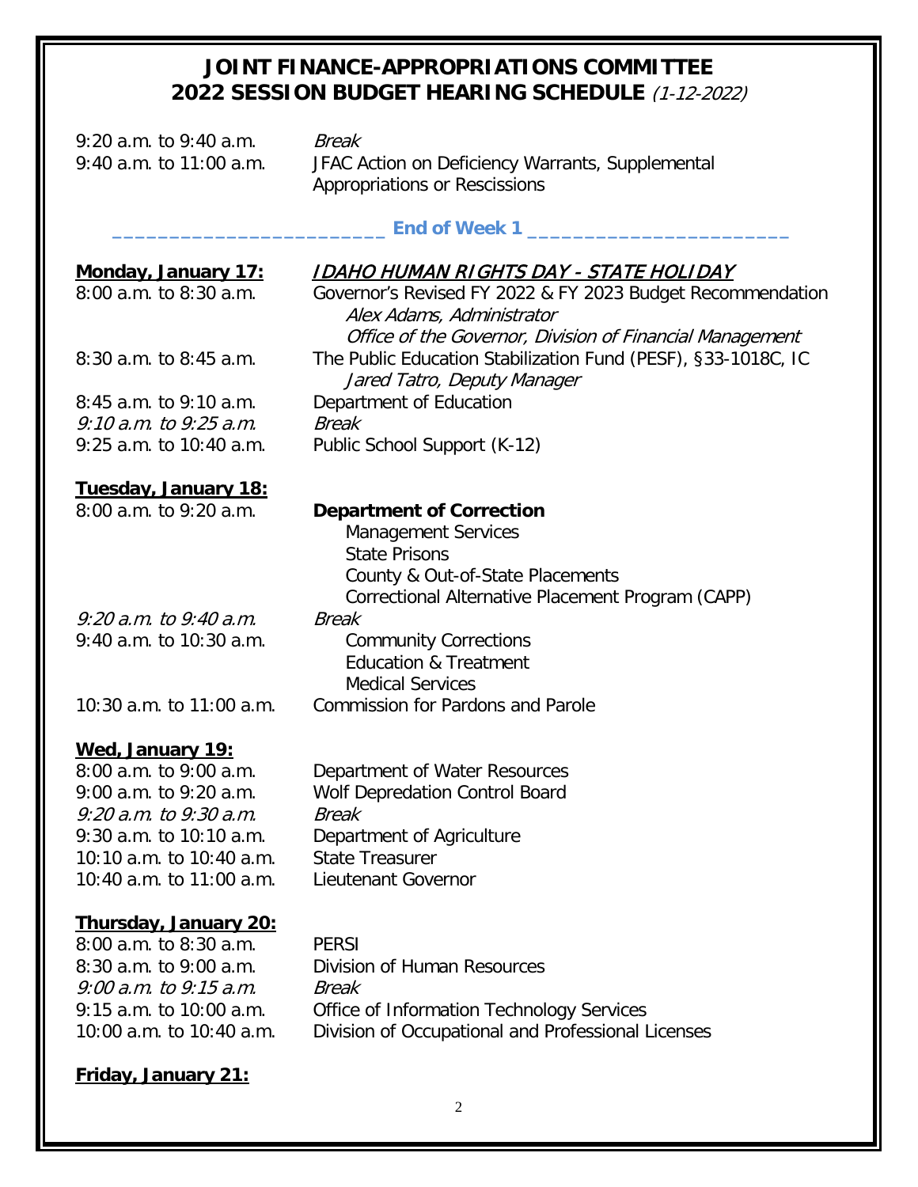# JOINT FINANCE-APPROPRIATIONS COMMITTEE
## 2022 SESSION BUDGET HEARING SCHEDULE *(1-12-2022)*

| | |
|---|---|
| 9:20 a.m. to 9:40 a.m. | *Break* |
| 9:40 a.m. to 11:00 a.m. | JFAC Action on Deficiency Warrants, Supplemental Appropriations or Rescissions |

**_________________________ End of Week 1 _________________________**

**Monday, January 17:** ***IDAHO HUMAN RIGHTS DAY - STATE HOLIDAY***

| | |
|---|---|
| 8:00 a.m. to 8:30 a.m. | Governor's Revised FY 2022 & FY 2023 Budget Recommendation<br>*Alex Adams, Administrator*<br>*Office of the Governor, Division of Financial Management* |
| 8:30 a.m. to 8:45 a.m. | The Public Education Stabilization Fund (PESF), §33-1018C, IC<br>*Jared Tatro, Deputy Manager* |
| 8:45 a.m. to 9:10 a.m. | Department of Education |
| *9:10 a.m. to 9:25 a.m.* | *Break* |
| 9:25 a.m. to 10:40 a.m. | Public School Support (K-12) |

**Tuesday, January 18:**

| | |
|---|---|
| 8:00 a.m. to 9:20 a.m. | **Department of Correction**<br>Management Services<br>State Prisons<br>County & Out-of-State Placements<br>Correctional Alternative Placement Program (CAPP) |
| *9:20 a.m. to 9:40 a.m.* | *Break* |
| 9:40 a.m. to 10:30 a.m. | Community Corrections<br>Education & Treatment<br>Medical Services |
| 10:30 a.m. to 11:00 a.m. | Commission for Pardons and Parole |

**Wed, January 19:**

| | |
|---|---|
| 8:00 a.m. to 9:00 a.m. | Department of Water Resources |
| 9:00 a.m. to 9:20 a.m. | Wolf Depredation Control Board |
| *9:20 a.m. to 9:30 a.m.* | *Break* |
| 9:30 a.m. to 10:10 a.m. | Department of Agriculture |
| 10:10 a.m. to 10:40 a.m. | State Treasurer |
| 10:40 a.m. to 11:00 a.m. | Lieutenant Governor |

**Thursday, January 20:**

| | |
|---|---|
| 8:00 a.m. to 8:30 a.m. | PERSI |
| 8:30 a.m. to 9:00 a.m. | Division of Human Resources |
| *9:00 a.m. to 9:15 a.m.* | *Break* |
| 9:15 a.m. to 10:00 a.m. | Office of Information Technology Services |
| 10:00 a.m. to 10:40 a.m. | Division of Occupational and Professional Licenses |

**Friday, January 21:**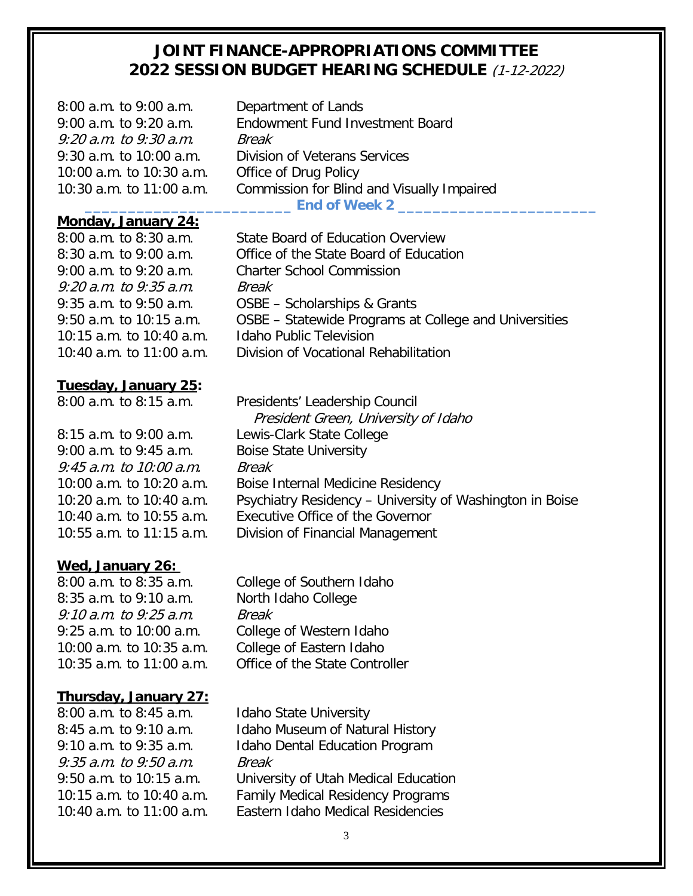# JOINT FINANCE-APPROPRIATIONS COMMITTEE
# 2022 SESSION BUDGET HEARING SCHEDULE *(1-12-2022)*

| | |
|---|---|
| 8:00 a.m. to 9:00 a.m. | Department of Lands |
| 9:00 a.m. to 9:20 a.m. | Endowment Fund Investment Board |
| *9:20 a.m. to 9:30 a.m.* | *Break* |
| 9:30 a.m. to 10:00 a.m. | Division of Veterans Services |
| 10:00 a.m. to 10:30 a.m. | Office of Drug Policy |
| 10:30 a.m. to 11:00 a.m. | Commission for Blind and Visually Impaired |

**End of Week 2**

**Monday, January 24:**

| | |
|---|---|
| 8:00 a.m. to 8:30 a.m. | State Board of Education Overview |
| 8:30 a.m. to 9:00 a.m. | Office of the State Board of Education |
| 9:00 a.m. to 9:20 a.m. | Charter School Commission |
| *9:20 a.m. to 9:35 a.m.* | *Break* |
| 9:35 a.m. to 9:50 a.m. | OSBE – Scholarships & Grants |
| 9:50 a.m. to 10:15 a.m. | OSBE – Statewide Programs at College and Universities |
| 10:15 a.m. to 10:40 a.m. | Idaho Public Television |
| 10:40 a.m. to 11:00 a.m. | Division of Vocational Rehabilitation |

**Tuesday, January 25:**

| | |
|---|---|
| 8:00 a.m. to 8:15 a.m. | Presidents' Leadership Council<br>*President Green, University of Idaho* |
| 8:15 a.m. to 9:00 a.m. | Lewis-Clark State College |
| 9:00 a.m. to 9:45 a.m. | Boise State University |
| *9:45 a.m. to 10:00 a.m.* | *Break* |
| 10:00 a.m. to 10:20 a.m. | Boise Internal Medicine Residency |
| 10:20 a.m. to 10:40 a.m. | Psychiatry Residency – University of Washington in Boise |
| 10:40 a.m. to 10:55 a.m. | Executive Office of the Governor |
| 10:55 a.m. to 11:15 a.m. | Division of Financial Management |

**Wed, January 26:**

| | |
|---|---|
| 8:00 a.m. to 8:35 a.m. | College of Southern Idaho |
| 8:35 a.m. to 9:10 a.m. | North Idaho College |
| *9:10 a.m. to 9:25 a.m.* | *Break* |
| 9:25 a.m. to 10:00 a.m. | College of Western Idaho |
| 10:00 a.m. to 10:35 a.m. | College of Eastern Idaho |
| 10:35 a.m. to 11:00 a.m. | Office of the State Controller |

**Thursday, January 27:**

| | |
|---|---|
| 8:00 a.m. to 8:45 a.m. | Idaho State University |
| 8:45 a.m. to 9:10 a.m. | Idaho Museum of Natural History |
| 9:10 a.m. to 9:35 a.m. | Idaho Dental Education Program |
| *9:35 a.m. to 9:50 a.m.* | *Break* |
| 9:50 a.m. to 10:15 a.m. | University of Utah Medical Education |
| 10:15 a.m. to 10:40 a.m. | Family Medical Residency Programs |
| 10:40 a.m. to 11:00 a.m. | Eastern Idaho Medical Residencies |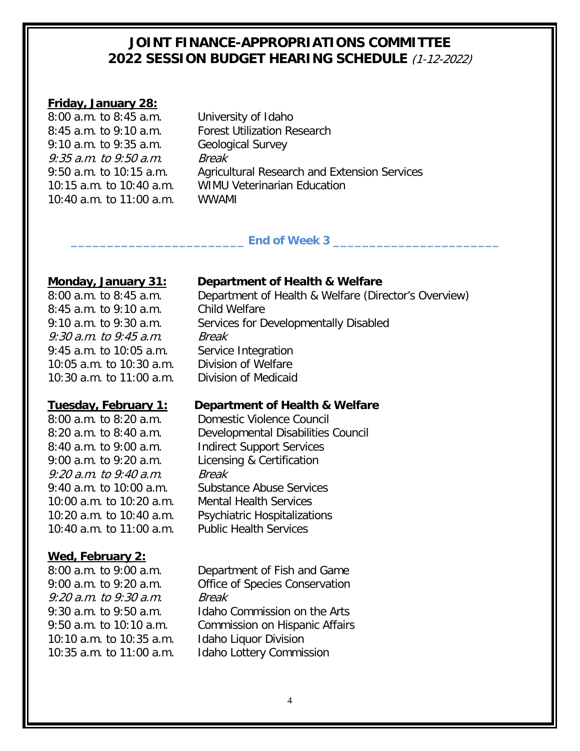# JOINT FINANCE-APPROPRIATIONS COMMITTEE
# 2022 SESSION BUDGET HEARING SCHEDULE *(1-12-2022)*

**Friday, January 28:**

| | |
|---|---|
| 8:00 a.m. to 8:45 a.m. | University of Idaho |
| 8:45 a.m. to 9:10 a.m. | Forest Utilization Research |
| 9:10 a.m. to 9:35 a.m. | Geological Survey |
| *9:35 a.m. to 9:50 a.m.* | *Break* |
| 9:50 a.m. to 10:15 a.m. | Agricultural Research and Extension Services |
| 10:15 a.m. to 10:40 a.m. | WIMU Veterinarian Education |
| 10:40 a.m. to 11:00 a.m. | WWAMI |

**End of Week 3**

**Monday, January 31:** **Department of Health & Welfare**

| | |
|---|---|
| 8:00 a.m. to 8:45 a.m. | Department of Health & Welfare (Director's Overview) |
| 8:45 a.m. to 9:10 a.m. | Child Welfare |
| 9:10 a.m. to 9:30 a.m. | Services for Developmentally Disabled |
| *9:30 a.m. to 9:45 a.m.* | *Break* |
| 9:45 a.m. to 10:05 a.m. | Service Integration |
| 10:05 a.m. to 10:30 a.m. | Division of Welfare |
| 10:30 a.m. to 11:00 a.m. | Division of Medicaid |

**Tuesday, February 1:** **Department of Health & Welfare**

| | |
|---|---|
| 8:00 a.m. to 8:20 a.m. | Domestic Violence Council |
| 8:20 a.m. to 8:40 a.m. | Developmental Disabilities Council |
| 8:40 a.m. to 9:00 a.m. | Indirect Support Services |
| 9:00 a.m. to 9:20 a.m. | Licensing & Certification |
| *9:20 a.m. to 9:40 a.m.* | *Break* |
| 9:40 a.m. to 10:00 a.m. | Substance Abuse Services |
| 10:00 a.m. to 10:20 a.m. | Mental Health Services |
| 10:20 a.m. to 10:40 a.m. | Psychiatric Hospitalizations |
| 10:40 a.m. to 11:00 a.m. | Public Health Services |

**Wed, February 2:**

| | |
|---|---|
| 8:00 a.m. to 9:00 a.m. | Department of Fish and Game |
| 9:00 a.m. to 9:20 a.m. | Office of Species Conservation |
| *9:20 a.m. to 9:30 a.m.* | *Break* |
| 9:30 a.m. to 9:50 a.m. | Idaho Commission on the Arts |
| 9:50 a.m. to 10:10 a.m. | Commission on Hispanic Affairs |
| 10:10 a.m. to 10:35 a.m. | Idaho Liquor Division |
| 10:35 a.m. to 11:00 a.m. | Idaho Lottery Commission |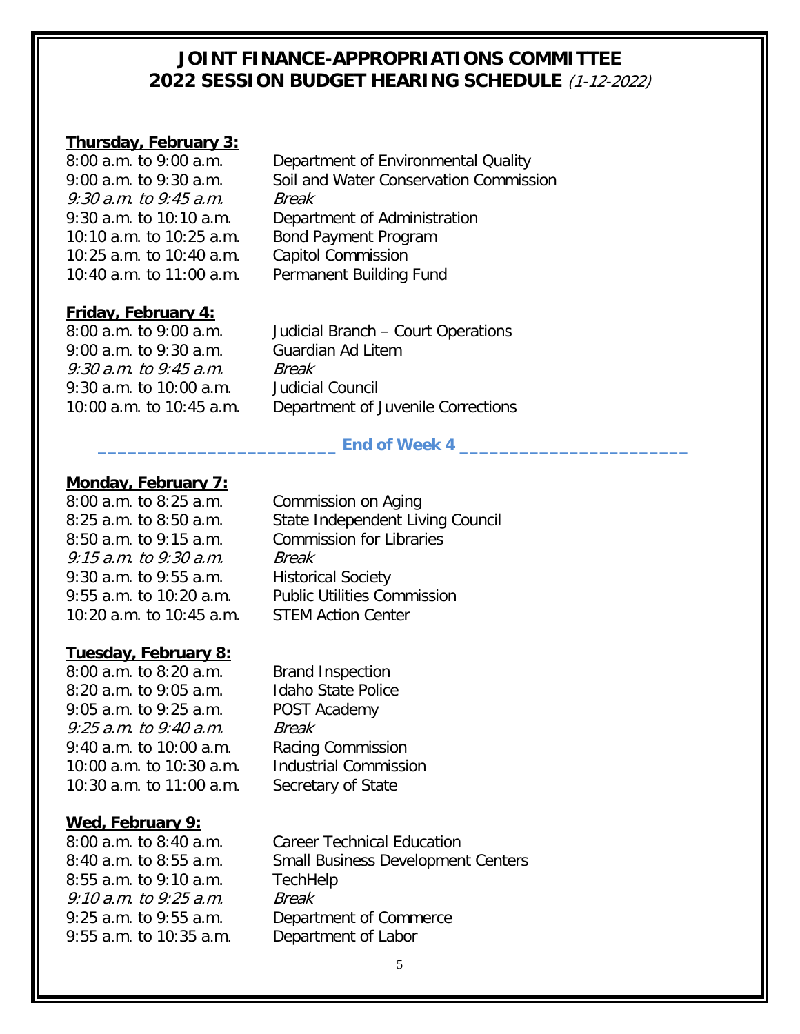# JOINT FINANCE-APPROPRIATIONS COMMITTEE
# 2022 SESSION BUDGET HEARING SCHEDULE *(1-12-2022)*

**Thursday, February 3:**

| | |
|---|---|
| 8:00 a.m. to 9:00 a.m. | Department of Environmental Quality |
| 9:00 a.m. to 9:30 a.m. | Soil and Water Conservation Commission |
| *9:30 a.m. to 9:45 a.m.* | *Break* |
| 9:30 a.m. to 10:10 a.m. | Department of Administration |
| 10:10 a.m. to 10:25 a.m. | Bond Payment Program |
| 10:25 a.m. to 10:40 a.m. | Capitol Commission |
| 10:40 a.m. to 11:00 a.m. | Permanent Building Fund |

**Friday, February 4:**

| | |
|---|---|
| 8:00 a.m. to 9:00 a.m. | Judicial Branch – Court Operations |
| 9:00 a.m. to 9:30 a.m. | Guardian Ad Litem |
| *9:30 a.m. to 9:45 a.m.* | *Break* |
| 9:30 a.m. to 10:00 a.m. | Judicial Council |
| 10:00 a.m. to 10:45 a.m. | Department of Juvenile Corrections |

**End of Week 4**

**Monday, February 7:**

| | |
|---|---|
| 8:00 a.m. to 8:25 a.m. | Commission on Aging |
| 8:25 a.m. to 8:50 a.m. | State Independent Living Council |
| 8:50 a.m. to 9:15 a.m. | Commission for Libraries |
| *9:15 a.m. to 9:30 a.m.* | *Break* |
| 9:30 a.m. to 9:55 a.m. | Historical Society |
| 9:55 a.m. to 10:20 a.m. | Public Utilities Commission |
| 10:20 a.m. to 10:45 a.m. | STEM Action Center |

**Tuesday, February 8:**

| | |
|---|---|
| 8:00 a.m. to 8:20 a.m. | Brand Inspection |
| 8:20 a.m. to 9:05 a.m. | Idaho State Police |
| 9:05 a.m. to 9:25 a.m. | POST Academy |
| *9:25 a.m. to 9:40 a.m.* | *Break* |
| 9:40 a.m. to 10:00 a.m. | Racing Commission |
| 10:00 a.m. to 10:30 a.m. | Industrial Commission |
| 10:30 a.m. to 11:00 a.m. | Secretary of State |

**Wed, February 9:**

| | |
|---|---|
| 8:00 a.m. to 8:40 a.m. | Career Technical Education |
| 8:40 a.m. to 8:55 a.m. | Small Business Development Centers |
| 8:55 a.m. to 9:10 a.m. | TechHelp |
| *9:10 a.m. to 9:25 a.m.* | *Break* |
| 9:25 a.m. to 9:55 a.m. | Department of Commerce |
| 9:55 a.m. to 10:35 a.m. | Department of Labor |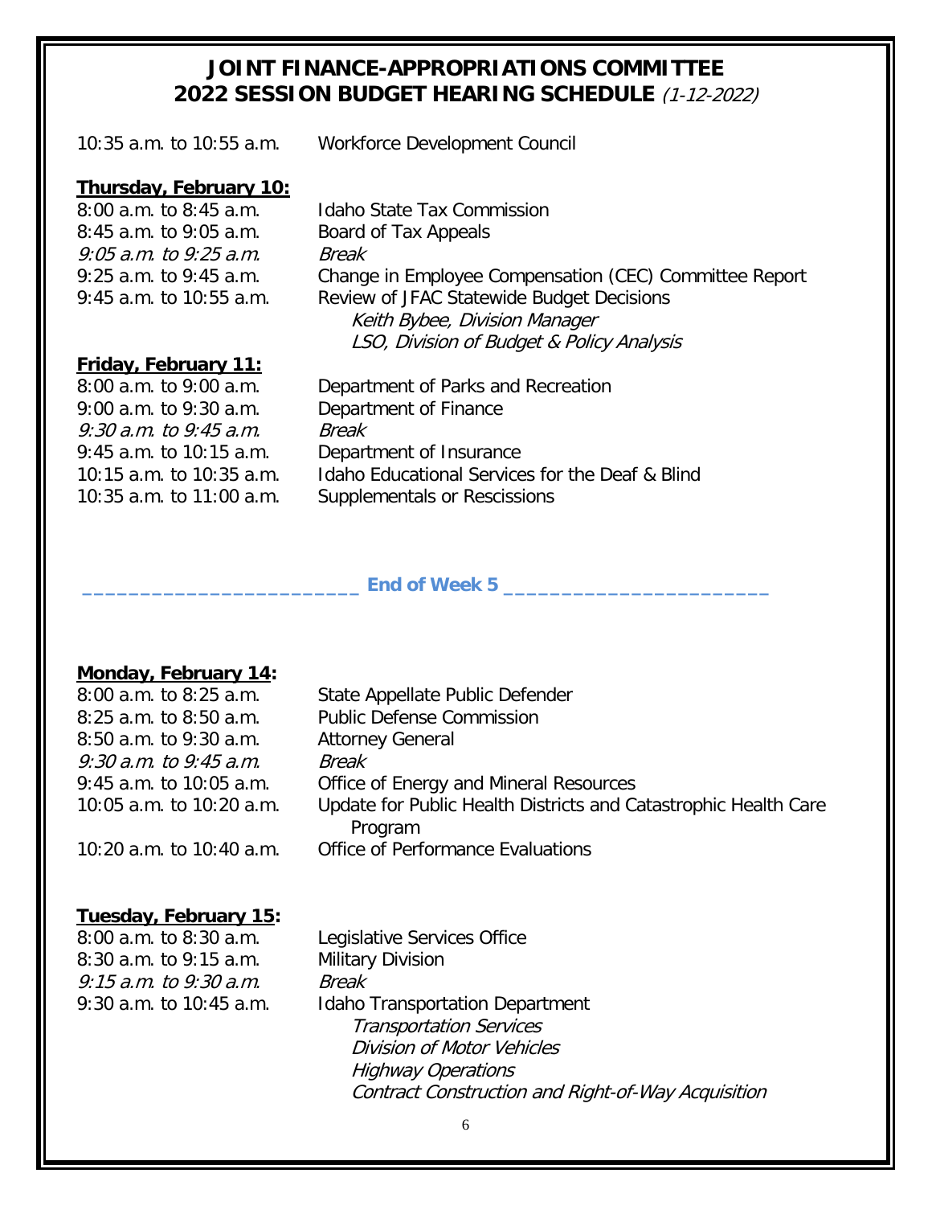# JOINT FINANCE-APPROPRIATIONS COMMITTEE
## 2022 SESSION BUDGET HEARING SCHEDULE *(1-12-2022)*

10:35 a.m. to 10:55 a.m. Workforce Development Council

**Thursday, February 10:**

8:00 a.m. to 8:45 a.m. Idaho State Tax Commission
8:45 a.m. to 9:05 a.m. Board of Tax Appeals
*9:05 a.m. to 9:25 a.m. Break*
9:25 a.m. to 9:45 a.m. Change in Employee Compensation (CEC) Committee Report
9:45 a.m. to 10:55 a.m. Review of JFAC Statewide Budget Decisions
*Keith Bybee, Division Manager*
*LSO, Division of Budget & Policy Analysis*

**Friday, February 11:**

8:00 a.m. to 9:00 a.m. Department of Parks and Recreation
9:00 a.m. to 9:30 a.m. Department of Finance
*9:30 a.m. to 9:45 a.m. Break*
9:45 a.m. to 10:15 a.m. Department of Insurance
10:15 a.m. to 10:35 a.m. Idaho Educational Services for the Deaf & Blind
10:35 a.m. to 11:00 a.m. Supplementals or Rescissions

**End of Week 5**

**Monday, February 14:**

8:00 a.m. to 8:25 a.m. State Appellate Public Defender
8:25 a.m. to 8:50 a.m. Public Defense Commission
8:50 a.m. to 9:30 a.m. Attorney General
*9:30 a.m. to 9:45 a.m. Break*
9:45 a.m. to 10:05 a.m. Office of Energy and Mineral Resources
10:05 a.m. to 10:20 a.m. Update for Public Health Districts and Catastrophic Health Care Program
10:20 a.m. to 10:40 a.m. Office of Performance Evaluations

**Tuesday, February 15:**

8:00 a.m. to 8:30 a.m. Legislative Services Office
8:30 a.m. to 9:15 a.m. Military Division
*9:15 a.m. to 9:30 a.m. Break*
9:30 a.m. to 10:45 a.m. Idaho Transportation Department
*Transportation Services*
*Division of Motor Vehicles*
*Highway Operations*
*Contract Construction and Right-of-Way Acquisition*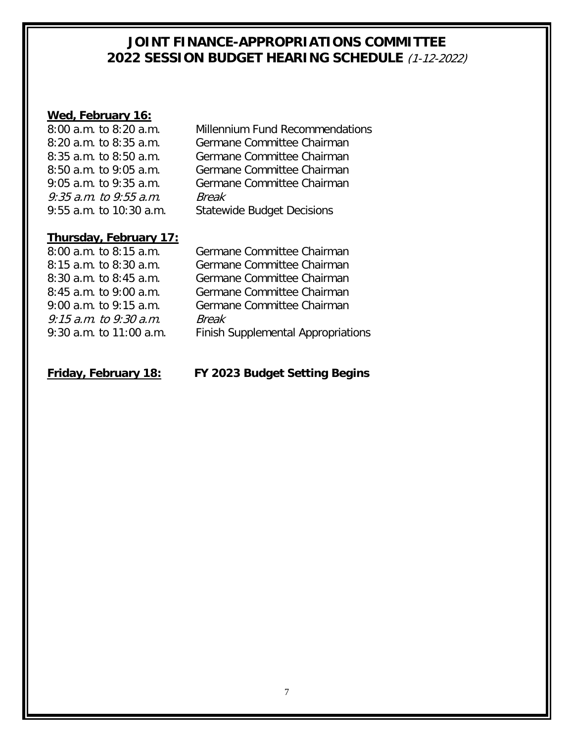# JOINT FINANCE-APPROPRIATIONS COMMITTEE
# 2022 SESSION BUDGET HEARING SCHEDULE *(1-12-2022)*

**Wed, February 16:**

| | |
|---|---|
| 8:00 a.m. to 8:20 a.m. | Millennium Fund Recommendations |
| 8:20 a.m. to 8:35 a.m. | Germane Committee Chairman |
| 8:35 a.m. to 8:50 a.m. | Germane Committee Chairman |
| 8:50 a.m. to 9:05 a.m. | Germane Committee Chairman |
| 9:05 a.m. to 9:35 a.m. | Germane Committee Chairman |
| *9:35 a.m. to 9:55 a.m.* | *Break* |
| 9:55 a.m. to 10:30 a.m. | Statewide Budget Decisions |

**Thursday, February 17:**

| | |
|---|---|
| 8:00 a.m. to 8:15 a.m. | Germane Committee Chairman |
| 8:15 a.m. to 8:30 a.m. | Germane Committee Chairman |
| 8:30 a.m. to 8:45 a.m. | Germane Committee Chairman |
| 8:45 a.m. to 9:00 a.m. | Germane Committee Chairman |
| 9:00 a.m. to 9:15 a.m. | Germane Committee Chairman |
| *9:15 a.m. to 9:30 a.m.* | *Break* |
| 9:30 a.m. to 11:00 a.m. | Finish Supplemental Appropriations |

**Friday, February 18:** **FY 2023 Budget Setting Begins**